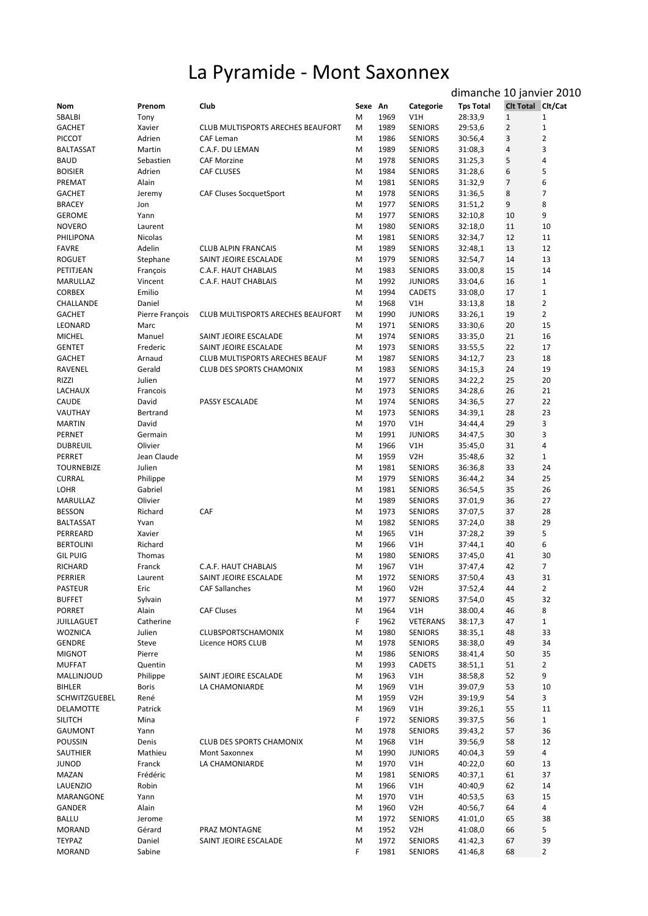# La Pyramide - Mont Saxonnex

dimanche 10 janvier 2010

| Nom | Prenom | Club | Sexe | An | Categorie | Tps Total | Clt Total | Clt/Cat |
|---|---|---|---|---|---|---|---|---|
| SBALBI | Tony | | M | 1969 | V1H | 28:33,9 | 1 | 1 |
| GACHET | Xavier | CLUB MULTISPORTS ARECHES BEAUFORT | M | 1989 | SENIORS | 29:53,6 | 2 | 1 |
| PICCOT | Adrien | CAF Leman | M | 1986 | SENIORS | 30:56,4 | 3 | 2 |
| BALTASSAT | Martin | C.A.F. DU LEMAN | M | 1989 | SENIORS | 31:08,3 | 4 | 3 |
| BAUD | Sebastien | CAF Morzine | M | 1978 | SENIORS | 31:25,3 | 5 | 4 |
| BOISIER | Adrien | CAF CLUSES | M | 1984 | SENIORS | 31:28,6 | 6 | 5 |
| PREMAT | Alain | | M | 1981 | SENIORS | 31:32,9 | 7 | 6 |
| GACHET | Jeremy | CAF Cluses SocquetSport | M | 1978 | SENIORS | 31:36,5 | 8 | 7 |
| BRACEY | Jon | | M | 1977 | SENIORS | 31:51,2 | 9 | 8 |
| GEROME | Yann | | M | 1977 | SENIORS | 32:10,8 | 10 | 9 |
| NOVERO | Laurent | | M | 1980 | SENIORS | 32:18,0 | 11 | 10 |
| PHILIPONA | Nicolas | | M | 1981 | SENIORS | 32:34,7 | 12 | 11 |
| FAVRE | Adelin | CLUB ALPIN FRANCAIS | M | 1989 | SENIORS | 32:48,1 | 13 | 12 |
| ROGUET | Stephane | SAINT JEOIRE ESCALADE | M | 1979 | SENIORS | 32:54,7 | 14 | 13 |
| PETITJEAN | François | C.A.F. HAUT CHABLAIS | M | 1983 | SENIORS | 33:00,8 | 15 | 14 |
| MARULLAZ | Vincent | C.A.F. HAUT CHABLAIS | M | 1992 | JUNIORS | 33:04,6 | 16 | 1 |
| CORBEX | Emilio | | M | 1994 | CADETS | 33:08,0 | 17 | 1 |
| CHALLANDE | Daniel | | M | 1968 | V1H | 33:13,8 | 18 | 2 |
| GACHET | Pierre François | CLUB MULTISPORTS ARECHES BEAUFORT | M | 1990 | JUNIORS | 33:26,1 | 19 | 2 |
| LEONARD | Marc | | M | 1971 | SENIORS | 33:30,6 | 20 | 15 |
| MICHEL | Manuel | SAINT JEOIRE ESCALADE | M | 1974 | SENIORS | 33:35,0 | 21 | 16 |
| GENTET | Frederic | SAINT JEOIRE ESCALADE | M | 1973 | SENIORS | 33:55,5 | 22 | 17 |
| GACHET | Arnaud | CLUB MULTISPORTS ARECHES BEAUF | M | 1987 | SENIORS | 34:12,7 | 23 | 18 |
| RAVENEL | Gerald | CLUB DES SPORTS CHAMONIX | M | 1983 | SENIORS | 34:15,3 | 24 | 19 |
| RIZZI | Julien | | M | 1977 | SENIORS | 34:22,2 | 25 | 20 |
| LACHAUX | Francois | | M | 1973 | SENIORS | 34:28,6 | 26 | 21 |
| CAUDE | David | PASSY ESCALADE | M | 1974 | SENIORS | 34:36,5 | 27 | 22 |
| VAUTHAY | Bertrand | | M | 1973 | SENIORS | 34:39,1 | 28 | 23 |
| MARTIN | David | | M | 1970 | V1H | 34:44,4 | 29 | 3 |
| PERNET | Germain | | M | 1991 | JUNIORS | 34:47,5 | 30 | 3 |
| DUBREUIL | Olivier | | M | 1966 | V1H | 35:45,0 | 31 | 4 |
| PERRET | Jean Claude | | M | 1959 | V2H | 35:48,6 | 32 | 1 |
| TOURNEBIZE | Julien | | M | 1981 | SENIORS | 36:36,8 | 33 | 24 |
| CURRAL | Philippe | | M | 1979 | SENIORS | 36:44,2 | 34 | 25 |
| LOHR | Gabriel | | M | 1981 | SENIORS | 36:54,5 | 35 | 26 |
| MARULLAZ | Olivier | | M | 1989 | SENIORS | 37:01,9 | 36 | 27 |
| BESSON | Richard | CAF | M | 1973 | SENIORS | 37:07,5 | 37 | 28 |
| BALTASSAT | Yvan | | M | 1982 | SENIORS | 37:24,0 | 38 | 29 |
| PERREARD | Xavier | | M | 1965 | V1H | 37:28,2 | 39 | 5 |
| BERTOLINI | Richard | | M | 1966 | V1H | 37:44,1 | 40 | 6 |
| GIL PUIG | Thomas | | M | 1980 | SENIORS | 37:45,0 | 41 | 30 |
| RICHARD | Franck | C.A.F. HAUT CHABLAIS | M | 1967 | V1H | 37:47,4 | 42 | 7 |
| PERRIER | Laurent | SAINT JEOIRE ESCALADE | M | 1972 | SENIORS | 37:50,4 | 43 | 31 |
| PASTEUR | Eric | CAF Sallanches | M | 1960 | V2H | 37:52,4 | 44 | 2 |
| BUFFET | Sylvain | | M | 1977 | SENIORS | 37:54,0 | 45 | 32 |
| PORRET | Alain | CAF Cluses | M | 1964 | V1H | 38:00,4 | 46 | 8 |
| JUILLAGUET | Catherine | | F | 1962 | VETERANS | 38:17,3 | 47 | 1 |
| WOZNICA | Julien | CLUBSPORTSCHAMONIX | M | 1980 | SENIORS | 38:35,1 | 48 | 33 |
| GENDRE | Steve | Licence HORS CLUB | M | 1978 | SENIORS | 38:38,0 | 49 | 34 |
| MIGNOT | Pierre | | M | 1986 | SENIORS | 38:41,4 | 50 | 35 |
| MUFFAT | Quentin | | M | 1993 | CADETS | 38:51,1 | 51 | 2 |
| MALLINJOUD | Philippe | SAINT JEOIRE ESCALADE | M | 1963 | V1H | 38:58,8 | 52 | 9 |
| BIHLER | Boris | LA CHAMONIARDE | M | 1969 | V1H | 39:07,9 | 53 | 10 |
| SCHWITZGUEBEL | René | | M | 1959 | V2H | 39:19,9 | 54 | 3 |
| DELAMOTTE | Patrick | | M | 1969 | V1H | 39:26,1 | 55 | 11 |
| SILITCH | Mina | | F | 1972 | SENIORS | 39:37,5 | 56 | 1 |
| GAUMONT | Yann | | M | 1978 | SENIORS | 39:43,2 | 57 | 36 |
| POUSSIN | Denis | CLUB DES SPORTS CHAMONIX | M | 1968 | V1H | 39:56,9 | 58 | 12 |
| SAUTHIER | Mathieu | Mont Saxonnex | M | 1990 | JUNIORS | 40:04,3 | 59 | 4 |
| JUNOD | Franck | LA CHAMONIARDE | M | 1970 | V1H | 40:22,0 | 60 | 13 |
| MAZAN | Frédéric | | M | 1981 | SENIORS | 40:37,1 | 61 | 37 |
| LAUENZIO | Robin | | M | 1966 | V1H | 40:40,9 | 62 | 14 |
| MARANGONE | Yann | | M | 1970 | V1H | 40:53,5 | 63 | 15 |
| GANDER | Alain | | M | 1960 | V2H | 40:56,7 | 64 | 4 |
| BALLU | Jerome | | M | 1972 | SENIORS | 41:01,0 | 65 | 38 |
| MORAND | Gérard | PRAZ MONTAGNE | M | 1952 | V2H | 41:08,0 | 66 | 5 |
| TEYPAZ | Daniel | SAINT JEOIRE ESCALADE | M | 1972 | SENIORS | 41:42,3 | 67 | 39 |
| MORAND | Sabine | | F | 1981 | SENIORS | 41:46,8 | 68 | 2 |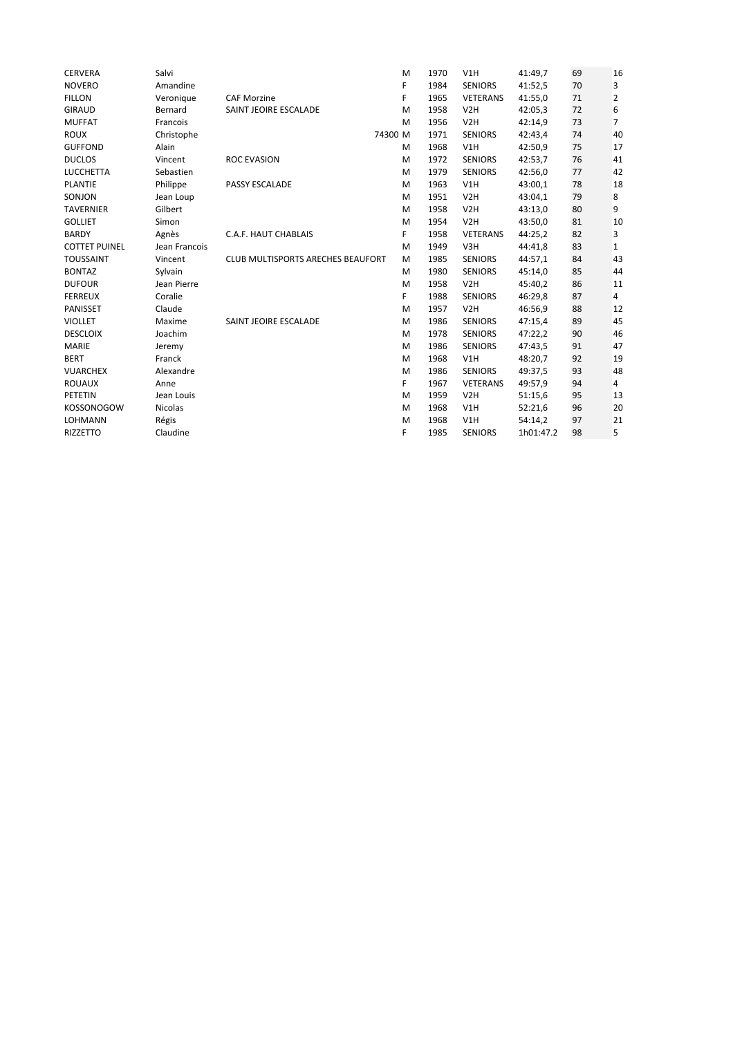| | | | | | | | | |
|---|---|---|---|---|---|---|---|---|
| CERVERA | Salvi | | M | 1970 | V1H | 41:49,7 | 69 | 16 |
| NOVERO | Amandine | | F | 1984 | SENIORS | 41:52,5 | 70 | 3 |
| FILLON | Veronique | CAF Morzine | F | 1965 | VETERANS | 41:55,0 | 71 | 2 |
| GIRAUD | Bernard | SAINT JEOIRE ESCALADE | M | 1958 | V2H | 42:05,3 | 72 | 6 |
| MUFFAT | Francois | | M | 1956 | V2H | 42:14,9 | 73 | 7 |
| ROUX | Christophe | 74300 | M | 1971 | SENIORS | 42:43,4 | 74 | 40 |
| GUFFOND | Alain | | M | 1968 | V1H | 42:50,9 | 75 | 17 |
| DUCLOS | Vincent | ROC EVASION | M | 1972 | SENIORS | 42:53,7 | 76 | 41 |
| LUCCHETTA | Sebastien | | M | 1979 | SENIORS | 42:56,0 | 77 | 42 |
| PLANTIE | Philippe | PASSY ESCALADE | M | 1963 | V1H | 43:00,1 | 78 | 18 |
| SONJON | Jean Loup | | M | 1951 | V2H | 43:04,1 | 79 | 8 |
| TAVERNIER | Gilbert | | M | 1958 | V2H | 43:13,0 | 80 | 9 |
| GOLLIET | Simon | | M | 1954 | V2H | 43:50,0 | 81 | 10 |
| BARDY | Agnès | C.A.F. HAUT CHABLAIS | F | 1958 | VETERANS | 44:25,2 | 82 | 3 |
| COTTET PUINEL | Jean Francois | | M | 1949 | V3H | 44:41,8 | 83 | 1 |
| TOUSSAINT | Vincent | CLUB MULTISPORTS ARECHES BEAUFORT | M | 1985 | SENIORS | 44:57,1 | 84 | 43 |
| BONTAZ | Sylvain | | M | 1980 | SENIORS | 45:14,0 | 85 | 44 |
| DUFOUR | Jean Pierre | | M | 1958 | V2H | 45:40,2 | 86 | 11 |
| FERREUX | Coralie | | F | 1988 | SENIORS | 46:29,8 | 87 | 4 |
| PANISSET | Claude | | M | 1957 | V2H | 46:56,9 | 88 | 12 |
| VIOLLET | Maxime | SAINT JEOIRE ESCALADE | M | 1986 | SENIORS | 47:15,4 | 89 | 45 |
| DESCLOIX | Joachim | | M | 1978 | SENIORS | 47:22,2 | 90 | 46 |
| MARIE | Jeremy | | M | 1986 | SENIORS | 47:43,5 | 91 | 47 |
| BERT | Franck | | M | 1968 | V1H | 48:20,7 | 92 | 19 |
| VUARCHEX | Alexandre | | M | 1986 | SENIORS | 49:37,5 | 93 | 48 |
| ROUAUX | Anne | | F | 1967 | VETERANS | 49:57,9 | 94 | 4 |
| PETETIN | Jean Louis | | M | 1959 | V2H | 51:15,6 | 95 | 13 |
| KOSSONOGOW | Nicolas | | M | 1968 | V1H | 52:21,6 | 96 | 20 |
| LOHMANN | Régis | | M | 1968 | V1H | 54:14,2 | 97 | 21 |
| RIZZETTO | Claudine | | F | 1985 | SENIORS | 1h01:47.2 | 98 | 5 |